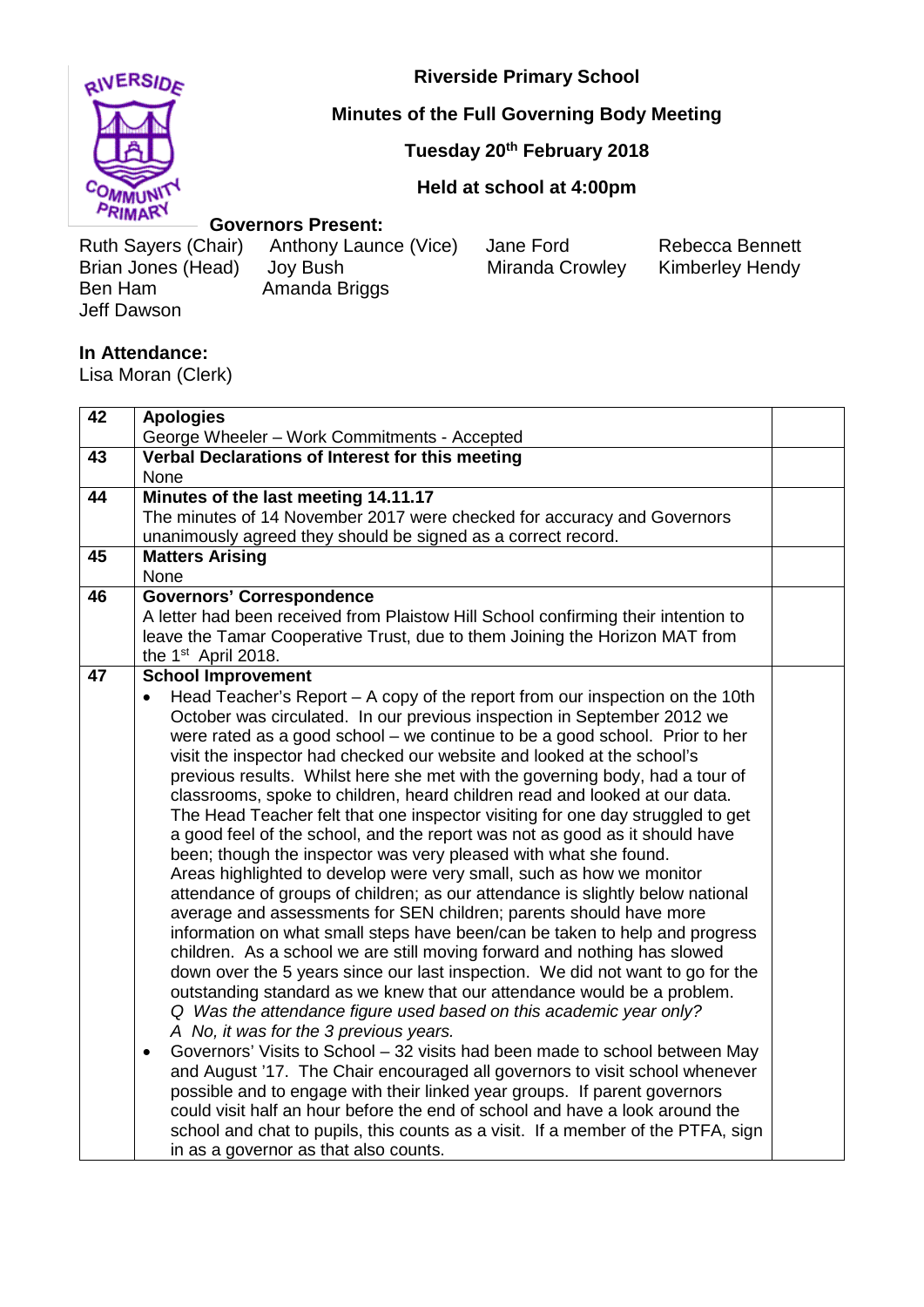# Riverside Primary School

## Minutes of the Full Governing Body Meeting

**Tuesday 20th February 2018**

**Held at school at 4:00pm**

**Governors Present:**

Ruth Sayers (Chair), Anthony Launce (Vice), Jane Ford, Rebecca Bennett, Brian Jones (Head), Joy Bush, Miranda Crowley, Kimberley Hendy, Ben Ham, Amanda Briggs, Jeff Dawson

**In Attendance:**

Lisa Moran (Clerk)

| | | |
|---|---|---|
| 42 | **Apologies**<br>George Wheeler – Work Commitments - Accepted | |
| 43 | **Verbal Declarations of Interest for this meeting**<br>None | |
| 44 | **Minutes of the last meeting 14.11.17**<br>The minutes of 14 November 2017 were checked for accuracy and Governors unanimously agreed they should be signed as a correct record. | |
| 45 | **Matters Arising**<br>None | |
| 46 | **Governors' Correspondence**<br>A letter had been received from Plaistow Hill School confirming their intention to leave the Tamar Cooperative Trust, due to them Joining the Horizon MAT from the 1st April 2018. | |
| 47 | **School Improvement**<br>• Head Teacher's Report – A copy of the report from our inspection on the 10th October was circulated. In our previous inspection in September 2012 we were rated as a good school – we continue to be a good school. Prior to her visit the inspector had checked our website and looked at the school's previous results. Whilst here she met with the governing body, had a tour of classrooms, spoke to children, heard children read and looked at our data. The Head Teacher felt that one inspector visiting for one day struggled to get a good feel of the school, and the report was not as good as it should have been; though the inspector was very pleased with what she found. Areas highlighted to develop were very small, such as how we monitor attendance of groups of children; as our attendance is slightly below national average and assessments for SEN children; parents should have more information on what small steps have been/can be taken to help and progress children. As a school we are still moving forward and nothing has slowed down over the 5 years since our last inspection. We did not want to go for the outstanding standard as we knew that our attendance would be a problem.<br>*Q Was the attendance figure used based on this academic year only?*<br>*A No, it was for the 3 previous years.*<br>• Governors' Visits to School – 32 visits had been made to school between May and August '17. The Chair encouraged all governors to visit school whenever possible and to engage with their linked year groups. If parent governors could visit half an hour before the end of school and have a look around the school and chat to pupils, this counts as a visit. If a member of the PTFA, sign in as a governor as that also counts. | |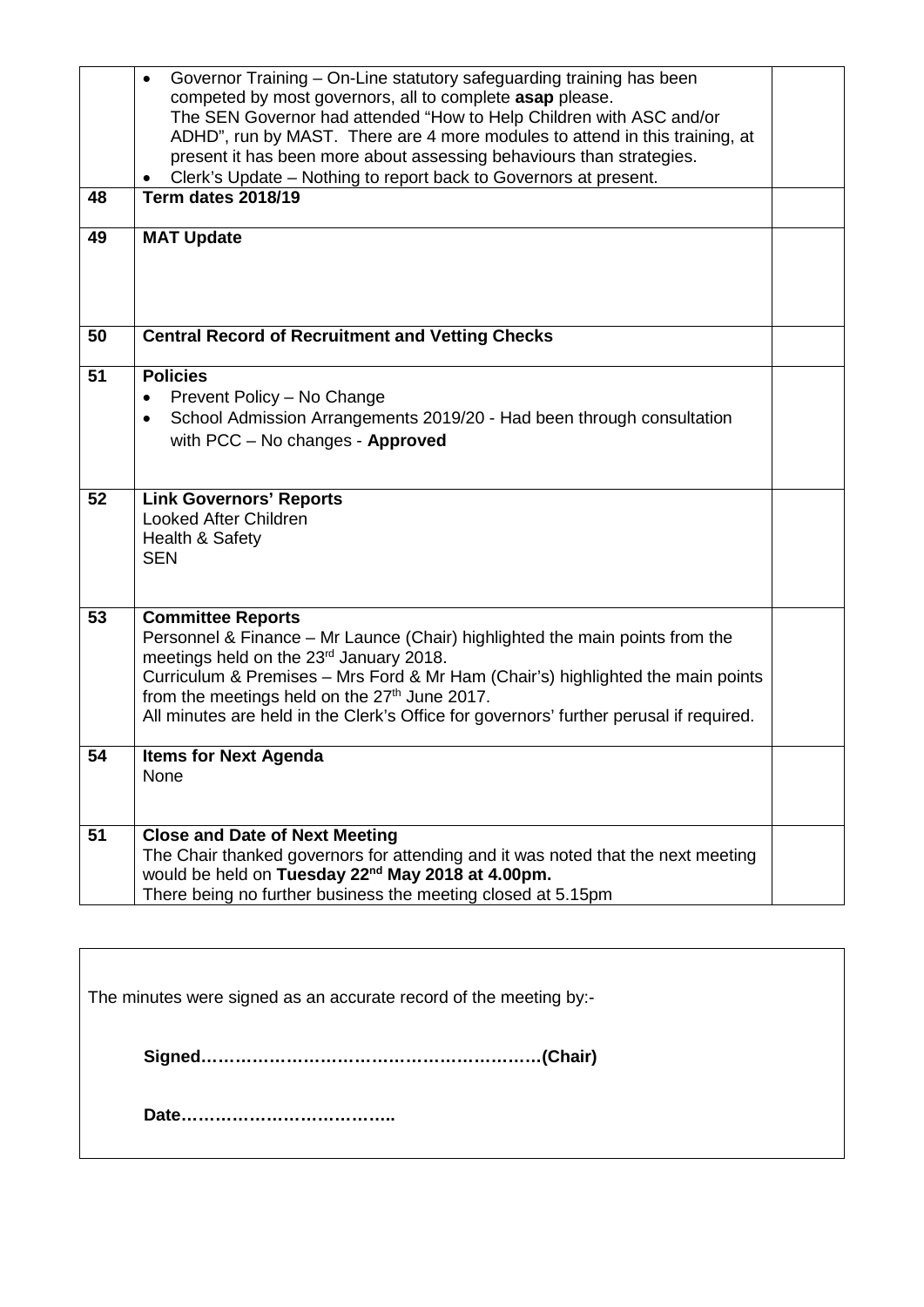| | | |
|---|---|---|
| | • Governor Training – On-Line statutory safeguarding training has been competed by most governors, all to complete **asap** please.<br>The SEN Governor had attended "How to Help Children with ASC and/or ADHD", run by MAST. There are 4 more modules to attend in this training, at present it has been more about assessing behaviours than strategies.<br>• Clerk's Update – Nothing to report back to Governors at present. | |
| **48** | **Term dates 2018/19** | |
| **49** | **MAT Update** | |
| **50** | **Central Record of Recruitment and Vetting Checks** | |
| **51** | **Policies**<br>• Prevent Policy – No Change<br>• School Admission Arrangements 2019/20 - Had been through consultation with PCC – No changes - **Approved** | |
| **52** | **Link Governors' Reports**<br>Looked After Children<br>Health & Safety<br>SEN | |
| **53** | **Committee Reports**<br>Personnel & Finance – Mr Launce (Chair) highlighted the main points from the meetings held on the 23rd January 2018.<br>Curriculum & Premises – Mrs Ford & Mr Ham (Chair's) highlighted the main points from the meetings held on the 27th June 2017.<br>All minutes are held in the Clerk's Office for governors' further perusal if required. | |
| **54** | **Items for Next Agenda**<br>None | |
| **51** | **Close and Date of Next Meeting**<br>The Chair thanked governors for attending and it was noted that the next meeting would be held on **Tuesday 22nd May 2018 at 4.00pm.**<br>There being no further business the meeting closed at 5.15pm | |

The minutes were signed as an accurate record of the meeting by:-

**Signed……………………………………………………(Chair)**

**Date………………………………..**